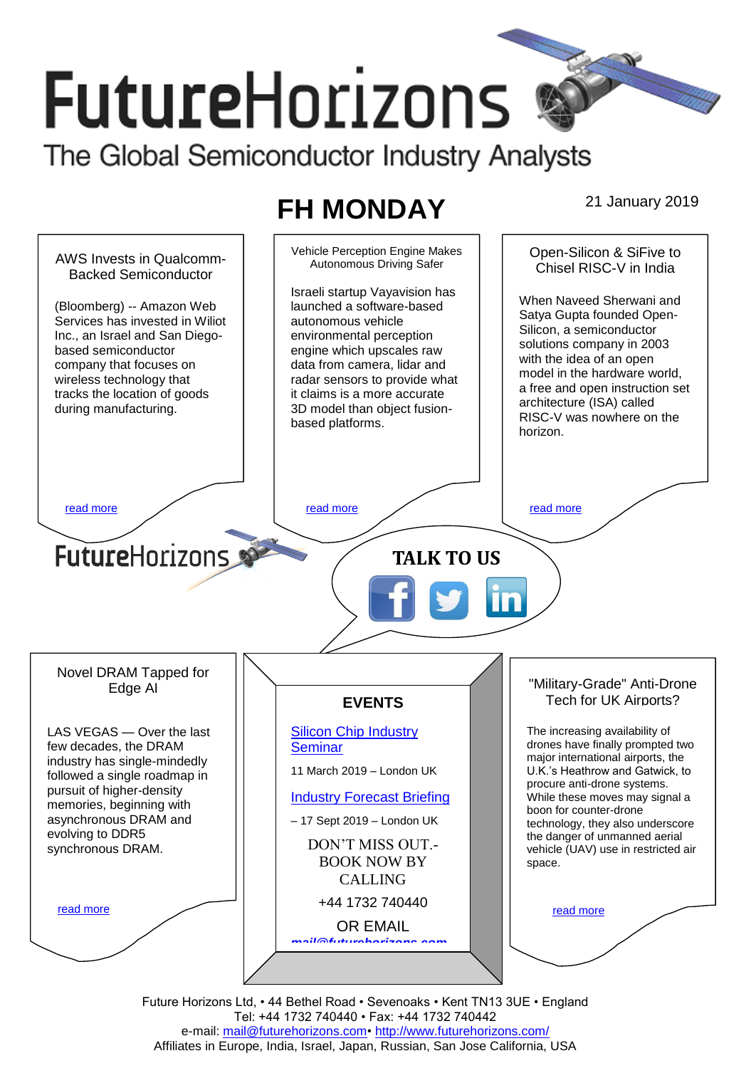# FutureHorizons

The Global Semiconductor Industry Analysts

## FH MONDAY

21 January 2019

### AWS Invests in Qualcomm-Backed Semiconductor

(Bloomberg) -- Amazon Web Services has invested in Wiliot Inc., an Israel and San Diego-based semiconductor company that focuses on wireless technology that tracks the location of goods during manufacturing.

read more

### Vehicle Perception Engine Makes Autonomous Driving Safer

Israeli startup Vayavision has launched a software-based autonomous vehicle environmental perception engine which upscales raw data from camera, lidar and radar sensors to provide what it claims is a more accurate 3D model than object fusion-based platforms.

read more

### Open-Silicon & SiFive to Chisel RISC-V in India

When Naveed Sherwani and Satya Gupta founded Open-Silicon, a semiconductor solutions company in 2003 with the idea of an open model in the hardware world, a free and open instruction set architecture (ISA) called RISC-V was nowhere on the horizon.

read more

FutureHorizons

TALK TO US

### Novel DRAM Tapped for Edge AI

LAS VEGAS — Over the last few decades, the DRAM industry has single-mindedly followed a single roadmap in pursuit of higher-density memories, beginning with asynchronous DRAM and evolving to DDR5 synchronous DRAM.

read more

### EVENTS

Silicon Chip Industry Seminar

11 March 2019 – London UK

Industry Forecast Briefing

– 17 Sept 2019 – London UK

DON'T MISS OUT.- BOOK NOW BY CALLING

+44 1732 740440

OR EMAIL

mail@futurehorizons.com

### "Military-Grade" Anti-Drone Tech for UK Airports?

The increasing availability of drones have finally prompted two major international airports, the U.K.'s Heathrow and Gatwick, to procure anti-drone systems. While these moves may signal a boon for counter-drone technology, they also underscore the danger of unmanned aerial vehicle (UAV) use in restricted air space.

read more

Future Horizons Ltd, • 44 Bethel Road • Sevenoaks • Kent TN13 3UE • England
Tel: +44 1732 740440 • Fax: +44 1732 740442
e-mail: mail@futurehorizons.com• http://www.futurehorizons.com/
Affiliates in Europe, India, Israel, Japan, Russian, San Jose California, USA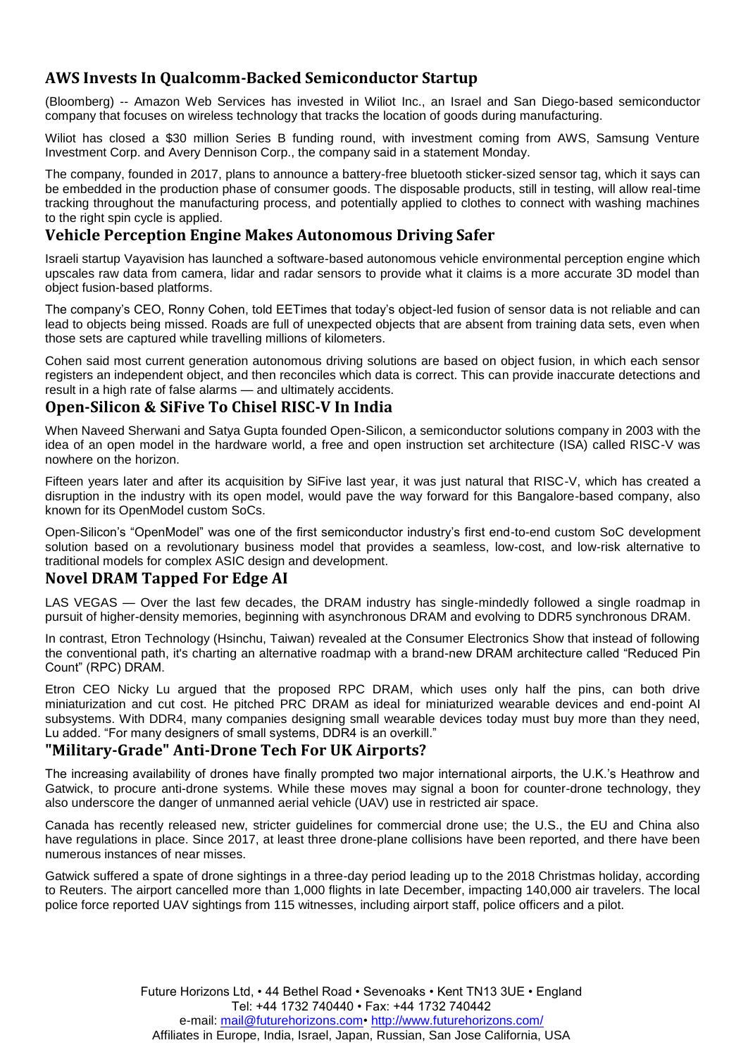## AWS Invests In Qualcomm-Backed Semiconductor Startup

(Bloomberg) -- Amazon Web Services has invested in Wiliot Inc., an Israel and San Diego-based semiconductor company that focuses on wireless technology that tracks the location of goods during manufacturing.

Wiliot has closed a $30 million Series B funding round, with investment coming from AWS, Samsung Venture Investment Corp. and Avery Dennison Corp., the company said in a statement Monday.

The company, founded in 2017, plans to announce a battery-free bluetooth sticker-sized sensor tag, which it says can be embedded in the production phase of consumer goods. The disposable products, still in testing, will allow real-time tracking throughout the manufacturing process, and potentially applied to clothes to connect with washing machines to the right spin cycle is applied.

## Vehicle Perception Engine Makes Autonomous Driving Safer

Israeli startup Vayavision has launched a software-based autonomous vehicle environmental perception engine which upscales raw data from camera, lidar and radar sensors to provide what it claims is a more accurate 3D model than object fusion-based platforms.

The company's CEO, Ronny Cohen, told EETimes that today's object-led fusion of sensor data is not reliable and can lead to objects being missed. Roads are full of unexpected objects that are absent from training data sets, even when those sets are captured while travelling millions of kilometers.

Cohen said most current generation autonomous driving solutions are based on object fusion, in which each sensor registers an independent object, and then reconciles which data is correct. This can provide inaccurate detections and result in a high rate of false alarms — and ultimately accidents.

## Open-Silicon & SiFive To Chisel RISC-V In India

When Naveed Sherwani and Satya Gupta founded Open-Silicon, a semiconductor solutions company in 2003 with the idea of an open model in the hardware world, a free and open instruction set architecture (ISA) called RISC-V was nowhere on the horizon.

Fifteen years later and after its acquisition by SiFive last year, it was just natural that RISC-V, which has created a disruption in the industry with its open model, would pave the way forward for this Bangalore-based company, also known for its OpenModel custom SoCs.

Open-Silicon's "OpenModel" was one of the first semiconductor industry's first end-to-end custom SoC development solution based on a revolutionary business model that provides a seamless, low-cost, and low-risk alternative to traditional models for complex ASIC design and development.

## Novel DRAM Tapped For Edge AI

LAS VEGAS — Over the last few decades, the DRAM industry has single-mindedly followed a single roadmap in pursuit of higher-density memories, beginning with asynchronous DRAM and evolving to DDR5 synchronous DRAM.

In contrast, Etron Technology (Hsinchu, Taiwan) revealed at the Consumer Electronics Show that instead of following the conventional path, it's charting an alternative roadmap with a brand-new DRAM architecture called "Reduced Pin Count" (RPC) DRAM.

Etron CEO Nicky Lu argued that the proposed RPC DRAM, which uses only half the pins, can both drive miniaturization and cut cost. He pitched PRC DRAM as ideal for miniaturized wearable devices and end-point AI subsystems. With DDR4, many companies designing small wearable devices today must buy more than they need, Lu added. "For many designers of small systems, DDR4 is an overkill."

## "Military-Grade" Anti-Drone Tech For UK Airports?

The increasing availability of drones have finally prompted two major international airports, the U.K.'s Heathrow and Gatwick, to procure anti-drone systems. While these moves may signal a boon for counter-drone technology, they also underscore the danger of unmanned aerial vehicle (UAV) use in restricted air space.

Canada has recently released new, stricter guidelines for commercial drone use; the U.S., the EU and China also have regulations in place. Since 2017, at least three drone-plane collisions have been reported, and there have been numerous instances of near misses.

Gatwick suffered a spate of drone sightings in a three-day period leading up to the 2018 Christmas holiday, according to Reuters. The airport cancelled more than 1,000 flights in late December, impacting 140,000 air travelers. The local police force reported UAV sightings from 115 witnesses, including airport staff, police officers and a pilot.